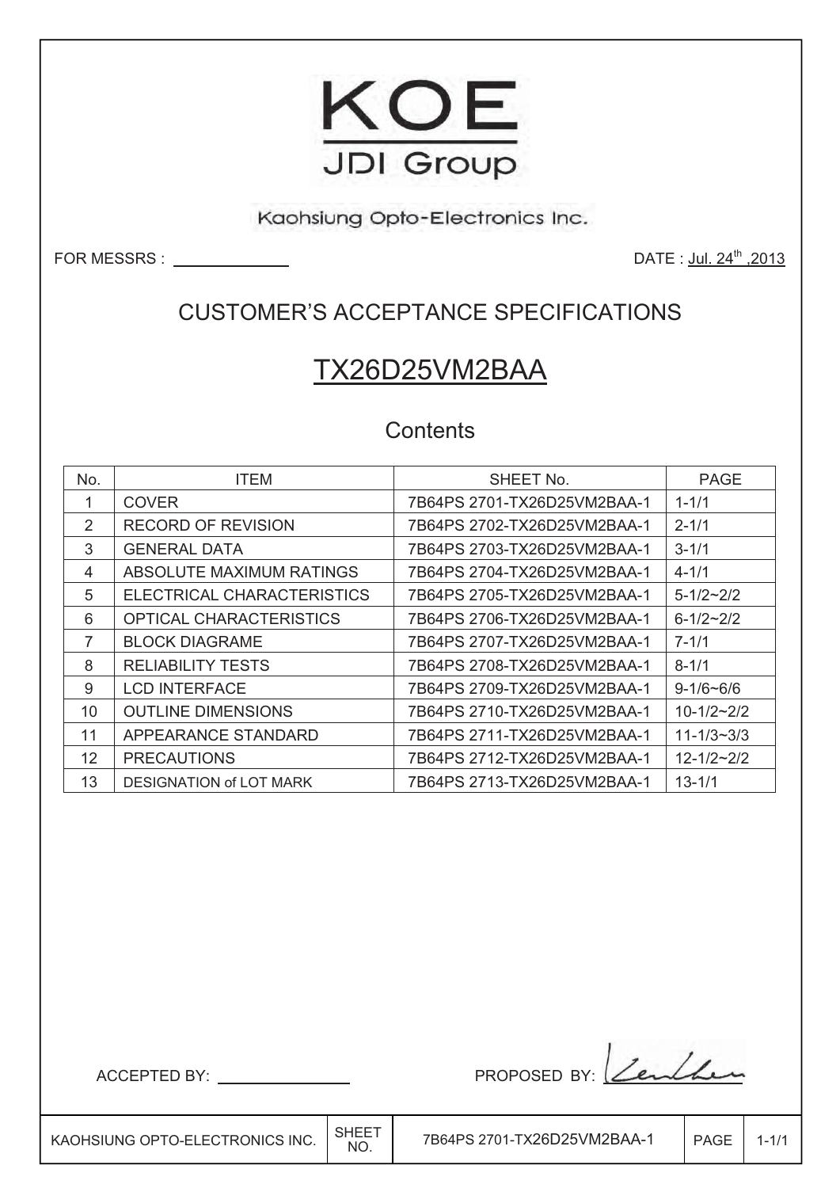# KOE

## JDI Group

Kaohsiung Opto-Electronics Inc.

FOR MESSRS : ______________

DATE : Jul. 24th ,2013

## CUSTOMER'S ACCEPTANCE SPECIFICATIONS

## TX26D25VM2BAA

### Contents

| No. | ITEM | SHEET No. | PAGE |
|---|---|---|---|
| 1 | COVER | 7B64PS 2701-TX26D25VM2BAA-1 | 1-1/1 |
| 2 | RECORD OF REVISION | 7B64PS 2702-TX26D25VM2BAA-1 | 2-1/1 |
| 3 | GENERAL DATA | 7B64PS 2703-TX26D25VM2BAA-1 | 3-1/1 |
| 4 | ABSOLUTE MAXIMUM RATINGS | 7B64PS 2704-TX26D25VM2BAA-1 | 4-1/1 |
| 5 | ELECTRICAL CHARACTERISTICS | 7B64PS 2705-TX26D25VM2BAA-1 | 5-1/2~2/2 |
| 6 | OPTICAL CHARACTERISTICS | 7B64PS 2706-TX26D25VM2BAA-1 | 6-1/2~2/2 |
| 7 | BLOCK DIAGRAME | 7B64PS 2707-TX26D25VM2BAA-1 | 7-1/1 |
| 8 | RELIABILITY TESTS | 7B64PS 2708-TX26D25VM2BAA-1 | 8-1/1 |
| 9 | LCD INTERFACE | 7B64PS 2709-TX26D25VM2BAA-1 | 9-1/6~6/6 |
| 10 | OUTLINE DIMENSIONS | 7B64PS 2710-TX26D25VM2BAA-1 | 10-1/2~2/2 |
| 11 | APPEARANCE STANDARD | 7B64PS 2711-TX26D25VM2BAA-1 | 11-1/3~3/3 |
| 12 | PRECAUTIONS | 7B64PS 2712-TX26D25VM2BAA-1 | 12-1/2~2/2 |
| 13 | DESIGNATION of LOT MARK | 7B64PS 2713-TX26D25VM2BAA-1 | 13-1/1 |

ACCEPTED BY: ______________

PROPOSED BY: (signature)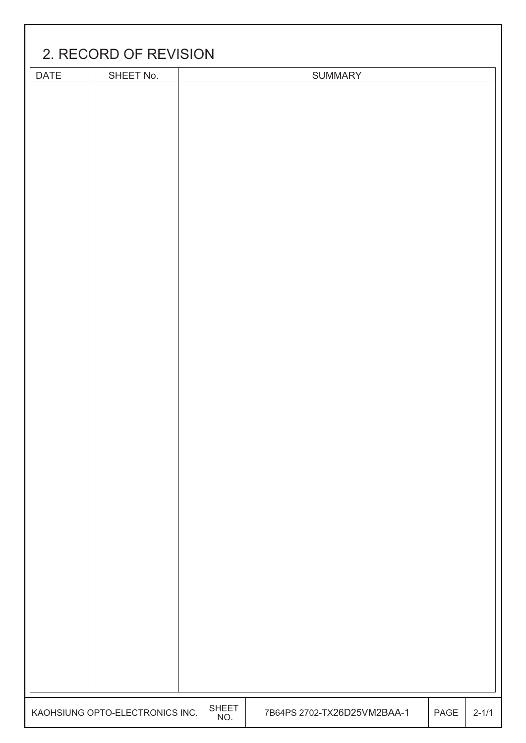## 2. RECORD OF REVISION

| DATE | SHEET No. | SUMMARY |
|---|---|---|
| | | |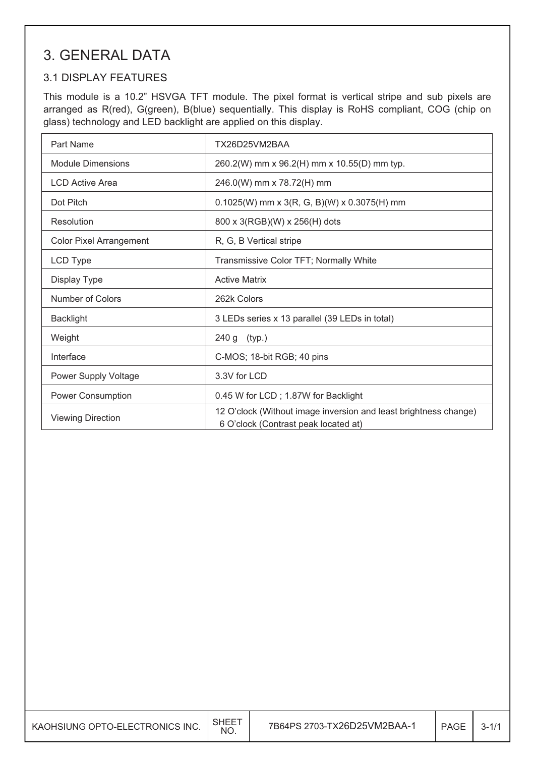# 3. GENERAL DATA

## 3.1 DISPLAY FEATURES

This module is a 10.2" HSVGA TFT module. The pixel format is vertical stripe and sub pixels are arranged as R(red), G(green), B(blue) sequentially. This display is RoHS compliant, COG (chip on glass) technology and LED backlight are applied on this display.

| Part Name | TX26D25VM2BAA |
| --- | --- |
| Module Dimensions | 260.2(W) mm x 96.2(H) mm x 10.55(D) mm typ. |
| LCD Active Area | 246.0(W) mm x 78.72(H) mm |
| Dot Pitch | 0.1025(W) mm x 3(R, G, B)(W) x 0.3075(H) mm |
| Resolution | 800 x 3(RGB)(W) x 256(H) dots |
| Color Pixel Arrangement | R, G, B Vertical stripe |
| LCD Type | Transmissive Color TFT; Normally White |
| Display Type | Active Matrix |
| Number of Colors | 262k Colors |
| Backlight | 3 LEDs series x 13 parallel (39 LEDs in total) |
| Weight | 240 g (typ.) |
| Interface | C-MOS; 18-bit RGB; 40 pins |
| Power Supply Voltage | 3.3V for LCD |
| Power Consumption | 0.45 W for LCD ; 1.87W for Backlight |
| Viewing Direction | 12 O'clock (Without image inversion and least brightness change)<br>6 O'clock (Contrast peak located at) |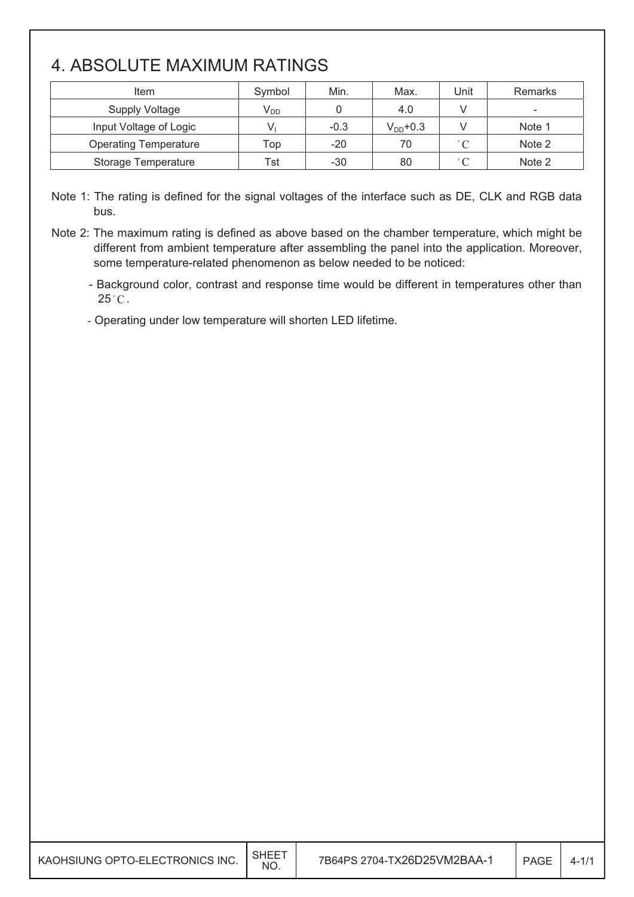# 4. ABSOLUTE MAXIMUM RATINGS

| Item | Symbol | Min. | Max. | Unit | Remarks |
|---|---|---|---|---|---|
| Supply Voltage | $V_{DD}$ | 0 | 4.0 | V | - |
| Input Voltage of Logic | $V_I$ | -0.3 | $V_{DD}$+0.3 | V | Note 1 |
| Operating Temperature | Top | -20 | 70 | °C | Note 2 |
| Storage Temperature | Tst | -30 | 80 | °C | Note 2 |

Note 1: The rating is defined for the signal voltages of the interface such as DE, CLK and RGB data bus.

Note 2: The maximum rating is defined as above based on the chamber temperature, which might be different from ambient temperature after assembling the panel into the application. Moreover, some temperature-related phenomenon as below needed to be noticed:

- Background color, contrast and response time would be different in temperatures other than 25°C.
- Operating under low temperature will shorten LED lifetime.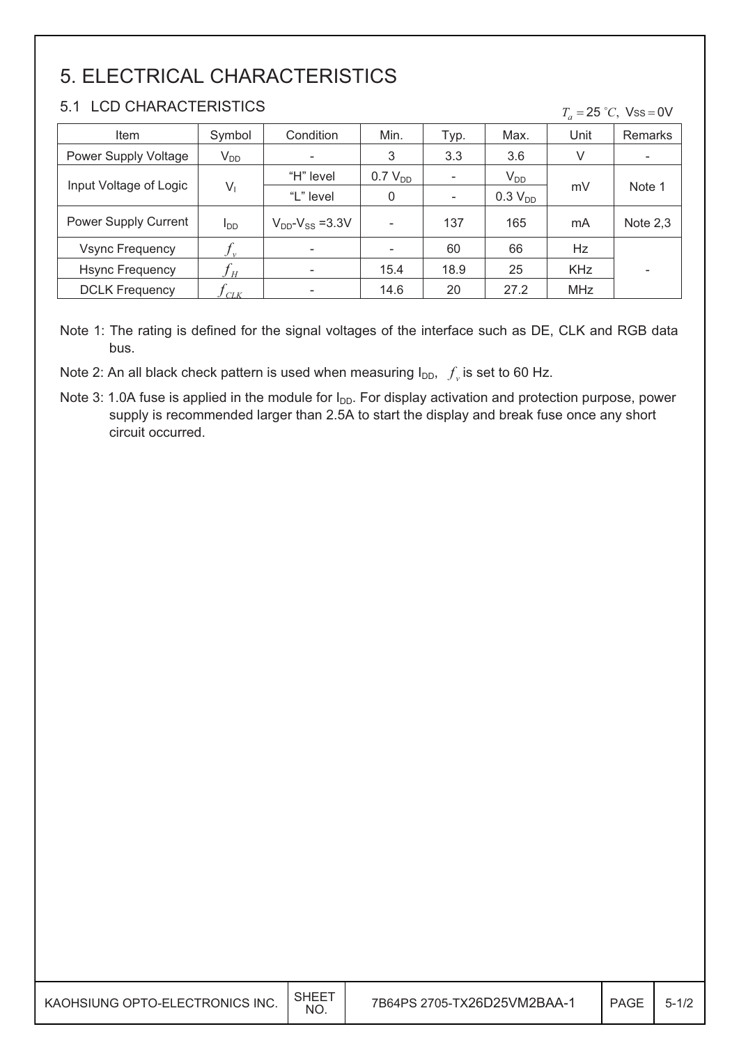# 5. ELECTRICAL CHARACTERISTICS

## 5.1 LCD CHARACTERISTICS

$T_a = 25\ ^{\circ}C$, $V_{SS} = 0V$

| Item | Symbol | Condition | Min. | Typ. | Max. | Unit | Remarks |
|---|---|---|---|---|---|---|---|
| Power Supply Voltage | $V_{DD}$ | - | 3 | 3.3 | 3.6 | V | - |
| Input Voltage of Logic | $V_I$ | "H" level | 0.7 $V_{DD}$ | - | $V_{DD}$ | mV | Note 1 |
| | | "L" level | 0 | - | 0.3 $V_{DD}$ | | |
| Power Supply Current | $I_{DD}$ | $V_{DD}$-$V_{SS}$ =3.3V | - | 137 | 165 | mA | Note 2,3 |
| Vsync Frequency | $f_v$ | - | - | 60 | 66 | Hz | - |
| Hsync Frequency | $f_H$ | - | 15.4 | 18.9 | 25 | KHz | |
| DCLK Frequency | $f_{CLK}$ | - | 14.6 | 20 | 27.2 | MHz | |

Note 1: The rating is defined for the signal voltages of the interface such as DE, CLK and RGB data bus.

Note 2: An all black check pattern is used when measuring $I_{DD}$, $f_v$ is set to 60 Hz.

Note 3: 1.0A fuse is applied in the module for $I_{DD}$. For display activation and protection purpose, power supply is recommended larger than 2.5A to start the display and break fuse once any short circuit occurred.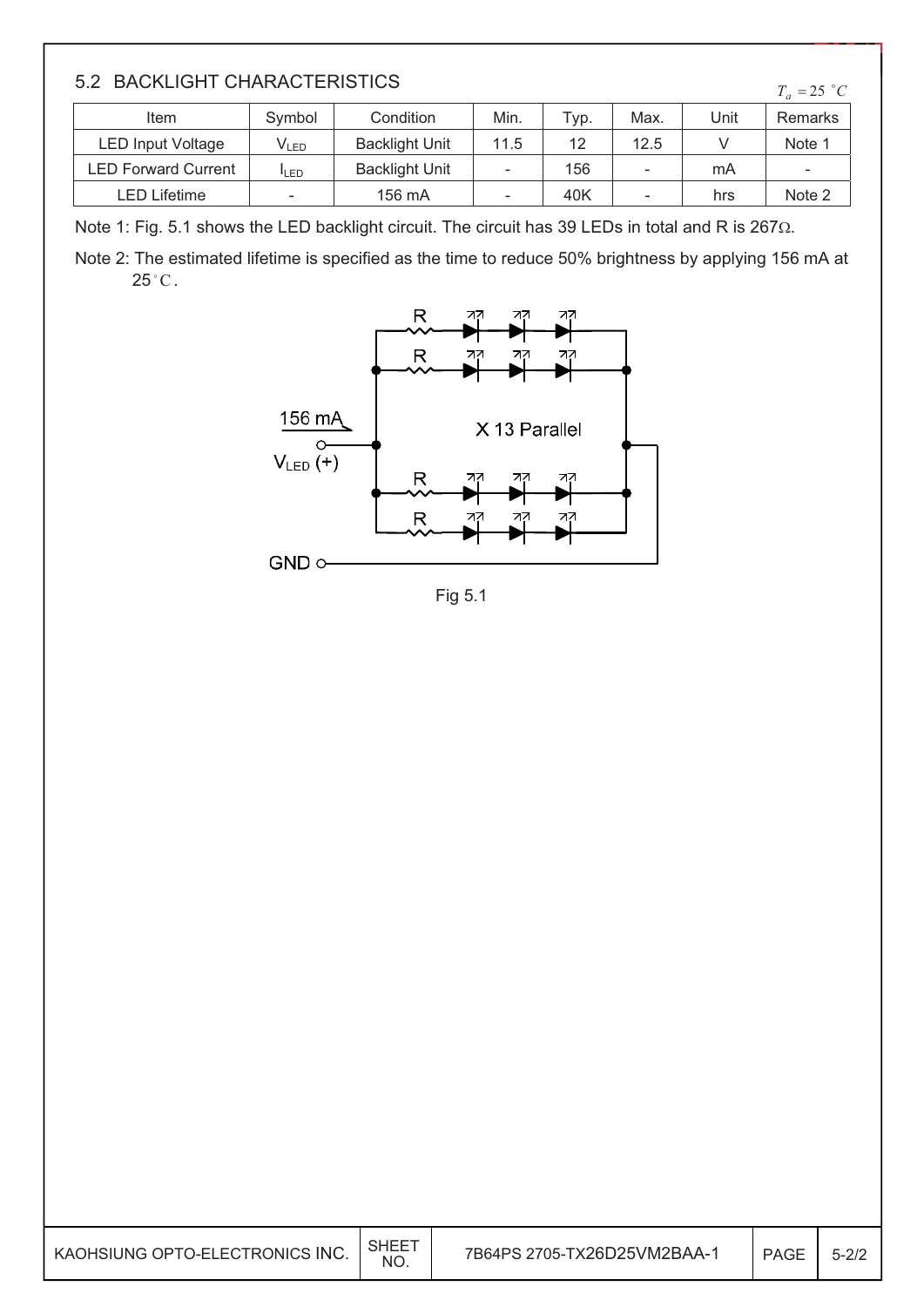## 5.2 BACKLIGHT CHARACTERISTICS

$T_a = 25\ ^\circ C$

| Item | Symbol | Condition | Min. | Typ. | Max. | Unit | Remarks |
|---|---|---|---|---|---|---|---|
| LED Input Voltage | $V_{LED}$ | Backlight Unit | 11.5 | 12 | 12.5 | V | Note 1 |
| LED Forward Current | $I_{LED}$ | Backlight Unit | - | 156 | - | mA | - |
| LED Lifetime | - | 156 mA | - | 40K | - | hrs | Note 2 |

Note 1: Fig. 5.1 shows the LED backlight circuit. The circuit has 39 LEDs in total and R is 267Ω.

Note 2: The estimated lifetime is specified as the time to reduce 50% brightness by applying 156 mA at 25°C.

Fig 5.1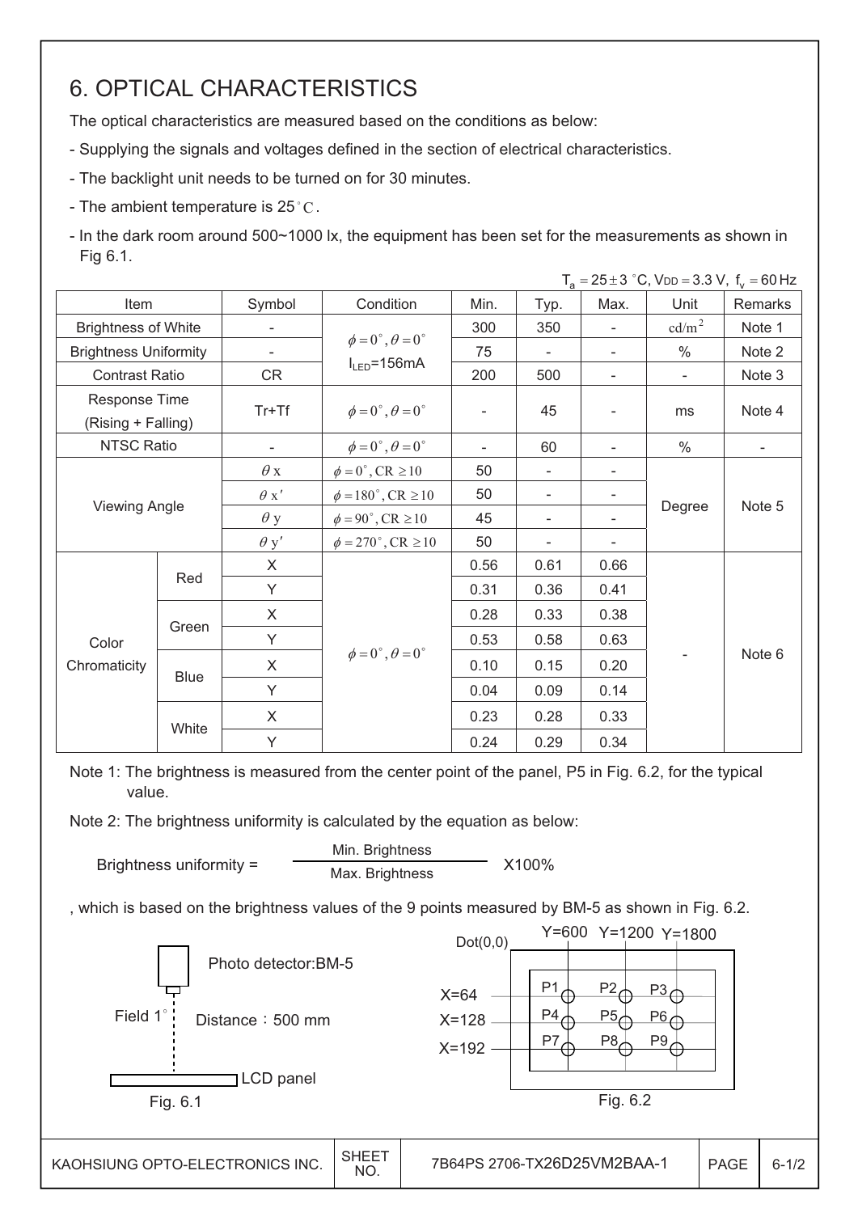# 6. OPTICAL CHARACTERISTICS

The optical characteristics are measured based on the conditions as below:

- Supplying the signals and voltages defined in the section of electrical characteristics.
- The backlight unit needs to be turned on for 30 minutes.
- The ambient temperature is 25°C.
- In the dark room around 500~1000 lx, the equipment has been set for the measurements as shown in Fig 6.1.

$T_a = 25 \pm 3$ °C, $V_{DD} = 3.3$ V, $f_v = 60$ Hz

| Item | | Symbol | Condition | Min. | Typ. | Max. | Unit | Remarks |
|---|---|---|---|---|---|---|---|---|
| Brightness of White | | - | $\phi = 0^\circ, \theta = 0^\circ$ $I_{LED}$=156mA | 300 | 350 | - | $cd/m^2$ | Note 1 |
| Brightness Uniformity | | - | | 75 | - | - | % | Note 2 |
| Contrast Ratio | | CR | | 200 | 500 | - | - | Note 3 |
| Response Time (Rising + Falling) | | Tr+Tf | $\phi = 0^\circ, \theta = 0^\circ$ | - | 45 | - | ms | Note 4 |
| NTSC Ratio | | - | $\phi = 0^\circ, \theta = 0^\circ$ | - | 60 | - | % | - |
| Viewing Angle | | $\theta$ x | $\phi = 0^\circ$, CR $\geq 10$ | 50 | - | - | Degree | Note 5 |
| | | $\theta$ x' | $\phi = 180^\circ$, CR $\geq 10$ | 50 | - | - | | |
| | | $\theta$ y | $\phi = 90^\circ$, CR $\geq 10$ | 45 | - | - | | |
| | | $\theta$ y' | $\phi = 270^\circ$, CR $\geq 10$ | 50 | - | - | | |
| Color Chromaticity | Red | X | $\phi = 0^\circ, \theta = 0^\circ$ | 0.56 | 0.61 | 0.66 | - | Note 6 |
| | | Y | | 0.31 | 0.36 | 0.41 | | |
| | Green | X | | 0.28 | 0.33 | 0.38 | | |
| | | Y | | 0.53 | 0.58 | 0.63 | | |
| | Blue | X | | 0.10 | 0.15 | 0.20 | | |
| | | Y | | 0.04 | 0.09 | 0.14 | | |
| | White | X | | 0.23 | 0.28 | 0.33 | | |
| | | Y | | 0.24 | 0.29 | 0.34 | | |

Note 1: The brightness is measured from the center point of the panel, P5 in Fig. 6.2, for the typical value.

Note 2: The brightness uniformity is calculated by the equation as below:

$$\text{Brightness uniformity} = \frac{\text{Min. Brightness}}{\text{Max. Brightness}} \times 100\%$$

, which is based on the brightness values of the 9 points measured by BM-5 as shown in Fig. 6.2.

Photo detector:BM-5

Field 1°  Distance：500 mm

LCD panel

Fig. 6.1

Dot(0,0)  Y=600  Y=1200  Y=1800

X=64: P1, P2, P3
X=128: P4, P5, P6
X=192: P7, P8, P9

Fig. 6.2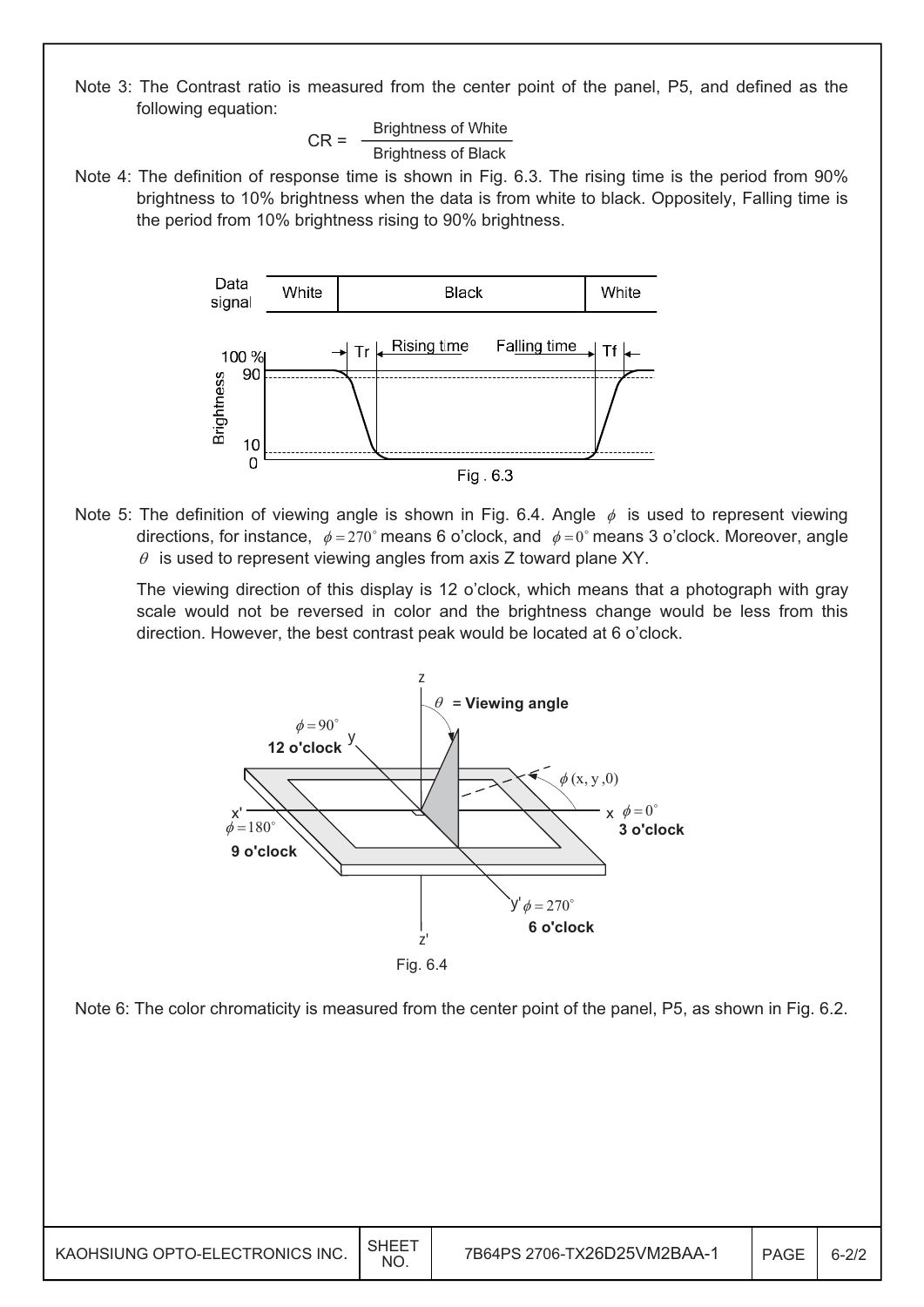Note 3: The Contrast ratio is measured from the center point of the panel, P5, and defined as the following equation:

$$CR = \frac{\text{Brightness of White}}{\text{Brightness of Black}}$$

Note 4: The definition of response time is shown in Fig. 6.3. The rising time is the period from 90% brightness to 10% brightness when the data is from white to black. Oppositely, Falling time is the period from 10% brightness rising to 90% brightness.

Fig . 6.3

Note 5: The definition of viewing angle is shown in Fig. 6.4. Angle $\phi$ is used to represent viewing directions, for instance, $\phi = 270^\circ$ means 6 o'clock, and $\phi = 0^\circ$ means 3 o'clock. Moreover, angle $\theta$ is used to represent viewing angles from axis Z toward plane XY.

The viewing direction of this display is 12 o'clock, which means that a photograph with gray scale would not be reversed in color and the brightness change would be less from this direction. However, the best contrast peak would be located at 6 o'clock.

Fig. 6.4

Note 6: The color chromaticity is measured from the center point of the panel, P5, as shown in Fig. 6.2.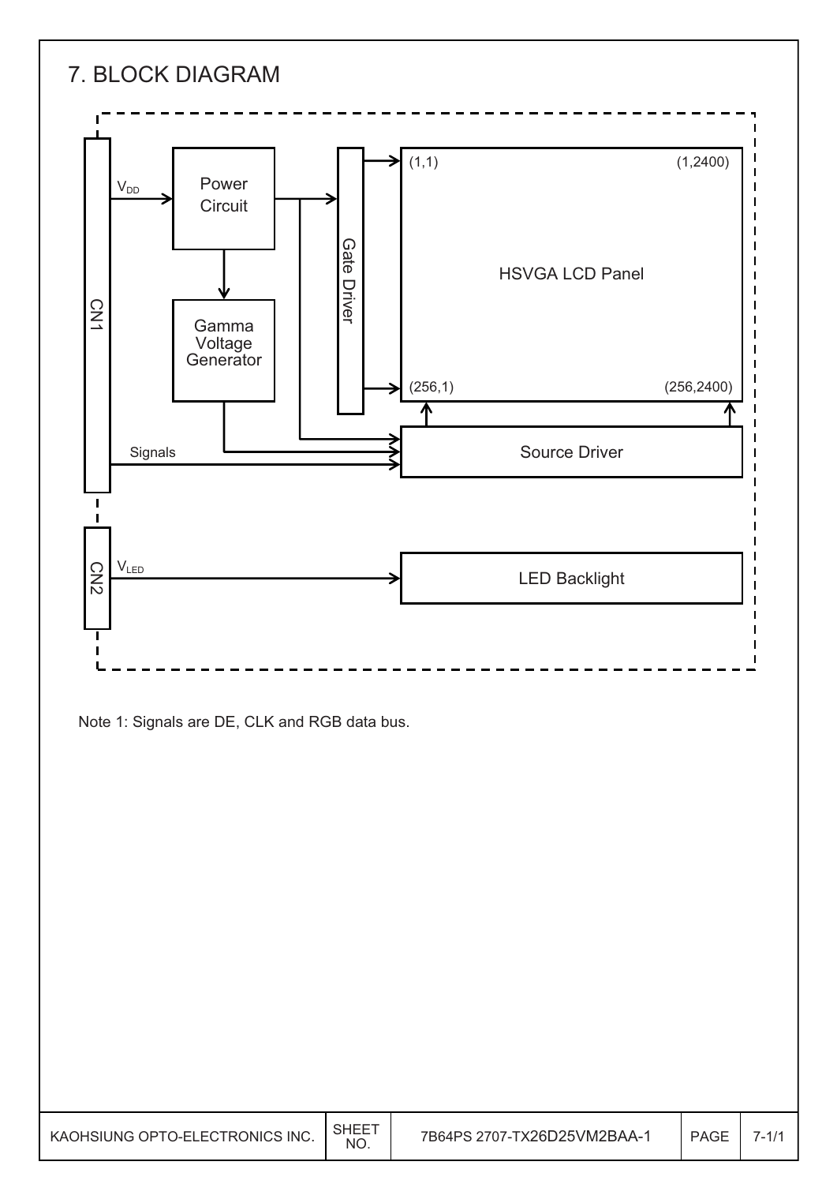# 7. BLOCK DIAGRAM

CN1

$V_{DD}$

Power Circuit

Gamma Voltage Generator

Gate Driver

(1,1) (1,2400)

HSVGA LCD Panel

(256,1) (256,2400)

Signals

Source Driver

CN2

$V_{LED}$

LED Backlight

Note 1: Signals are DE, CLK and RGB data bus.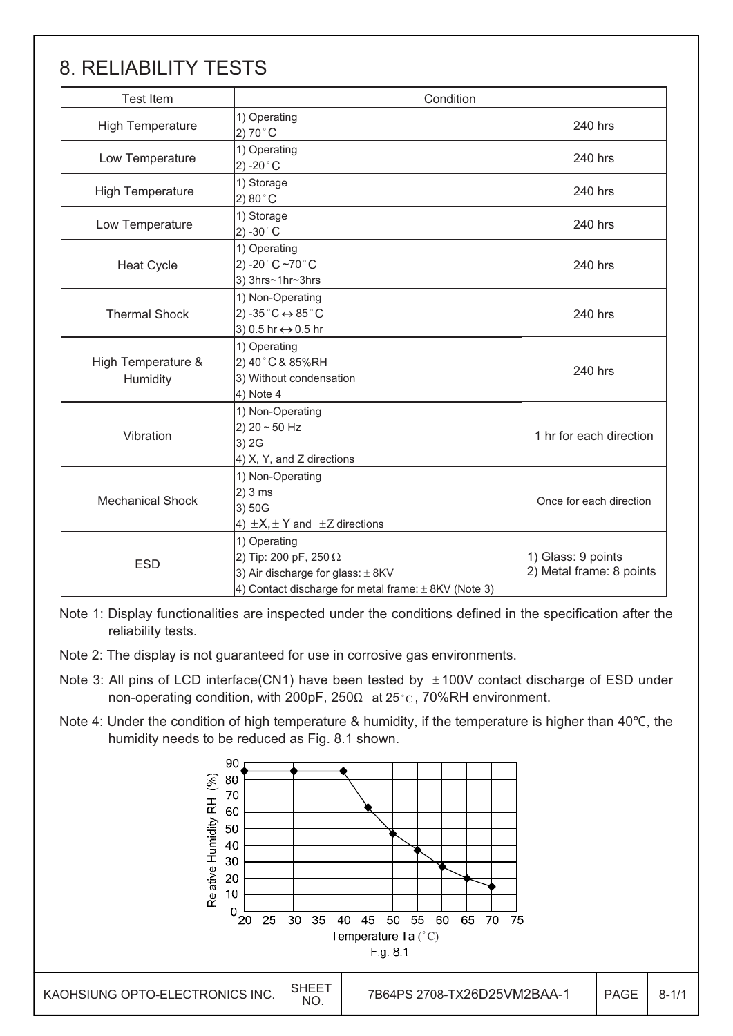# 8. RELIABILITY TESTS

| Test Item | Condition | |
|---|---|---|
| High Temperature | 1) Operating<br>2) 70°C | 240 hrs |
| Low Temperature | 1) Operating<br>2) -20°C | 240 hrs |
| High Temperature | 1) Storage<br>2) 80°C | 240 hrs |
| Low Temperature | 1) Storage<br>2) -30°C | 240 hrs |
| Heat Cycle | 1) Operating<br>2) -20°C~70°C<br>3) 3hrs~1hr~3hrs | 240 hrs |
| Thermal Shock | 1) Non-Operating<br>2) -35°C ↔ 85°C<br>3) 0.5 hr ↔ 0.5 hr | 240 hrs |
| High Temperature & Humidity | 1) Operating<br>2) 40°C & 85%RH<br>3) Without condensation<br>4) Note 4 | 240 hrs |
| Vibration | 1) Non-Operating<br>2) 20 ~ 50 Hz<br>3) 2G<br>4) X, Y, and Z directions | 1 hr for each direction |
| Mechanical Shock | 1) Non-Operating<br>2) 3 ms<br>3) 50G<br>4) ±X, ± Y and ±Z directions | Once for each direction |
| ESD | 1) Operating<br>2) Tip: 200 pF, 250 Ω<br>3) Air discharge for glass: ± 8KV<br>4) Contact discharge for metal frame: ± 8KV (Note 3) | 1) Glass: 9 points<br>2) Metal frame: 8 points |

Note 1: Display functionalities are inspected under the conditions defined in the specification after the reliability tests.

Note 2: The display is not guaranteed for use in corrosive gas environments.

Note 3: All pins of LCD interface(CN1) have been tested by ±100V contact discharge of ESD under non-operating condition, with 200pF, 250Ω at 25°C, 70%RH environment.

Note 4: Under the condition of high temperature & humidity, if the temperature is higher than 40℃, the humidity needs to be reduced as Fig. 8.1 shown.

Fig. 8.1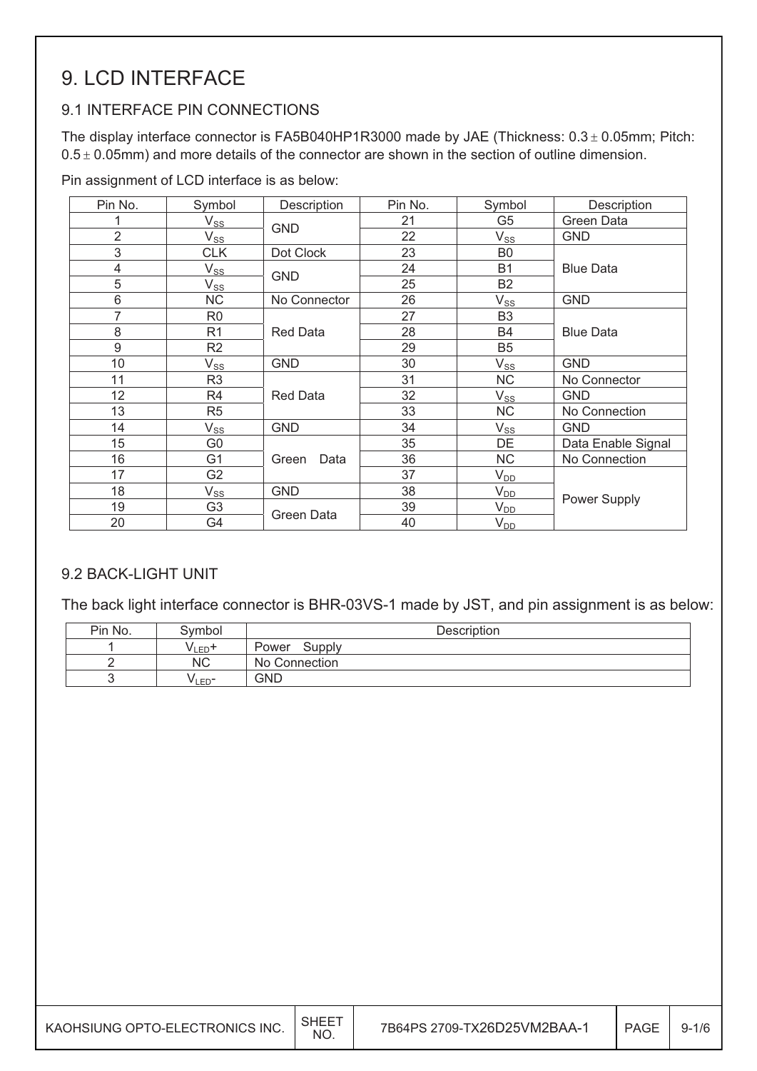# 9. LCD INTERFACE

## 9.1 INTERFACE PIN CONNECTIONS

The display interface connector is FA5B040HP1R3000 made by JAE (Thickness: 0.3 ± 0.05mm; Pitch: 0.5 ± 0.05mm) and more details of the connector are shown in the section of outline dimension.

Pin assignment of LCD interface is as below:

| Pin No. | Symbol | Description | Pin No. | Symbol | Description |
|---|---|---|---|---|---|
| 1 | $V_{SS}$ | GND | 21 | G5 | Green Data |
| 2 | $V_{SS}$ | | 22 | $V_{SS}$ | GND |
| 3 | CLK | Dot Clock | 23 | B0 | Blue Data |
| 4 | $V_{SS}$ | GND | 24 | B1 | |
| 5 | $V_{SS}$ | | 25 | B2 | |
| 6 | NC | No Connector | 26 | $V_{SS}$ | GND |
| 7 | R0 | Red Data | 27 | B3 | Blue Data |
| 8 | R1 | | 28 | B4 | |
| 9 | R2 | | 29 | B5 | |
| 10 | $V_{SS}$ | GND | 30 | $V_{SS}$ | GND |
| 11 | R3 | Red Data | 31 | NC | No Connector |
| 12 | R4 | | 32 | $V_{SS}$ | GND |
| 13 | R5 | | 33 | NC | No Connection |
| 14 | $V_{SS}$ | GND | 34 | $V_{SS}$ | GND |
| 15 | G0 | Green Data | 35 | DE | Data Enable Signal |
| 16 | G1 | | 36 | NC | No Connection |
| 17 | G2 | | 37 | $V_{DD}$ | Power Supply |
| 18 | $V_{SS}$ | GND | 38 | $V_{DD}$ | |
| 19 | G3 | Green Data | 39 | $V_{DD}$ | |
| 20 | G4 | | 40 | $V_{DD}$ | |

## 9.2 BACK-LIGHT UNIT

The back light interface connector is BHR-03VS-1 made by JST, and pin assignment is as below:

| Pin No. | Symbol | Description |
|---|---|---|
| 1 | $V_{LED}+$ | Power Supply |
| 2 | NC | No Connection |
| 3 | $V_{LED}-$ | GND |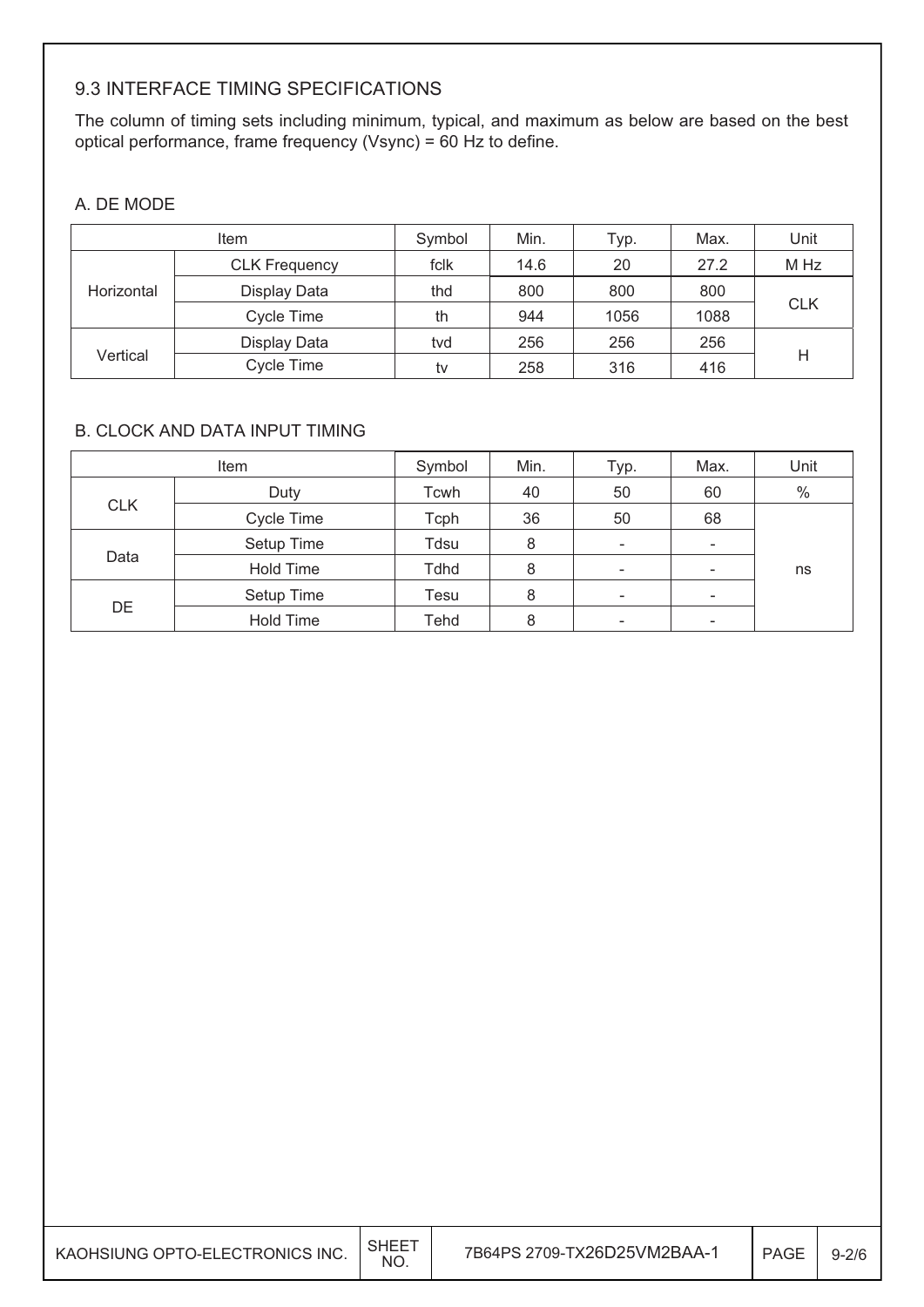### 9.3 INTERFACE TIMING SPECIFICATIONS

The column of timing sets including minimum, typical, and maximum as below are based on the best optical performance, frame frequency (Vsync) = 60 Hz to define.

#### A. DE MODE

| Item | | Symbol | Min. | Typ. | Max. | Unit |
|---|---|---|---|---|---|---|
| Horizontal | CLK Frequency | fclk | 14.6 | 20 | 27.2 | M Hz |
| | Display Data | thd | 800 | 800 | 800 | CLK |
| | Cycle Time | th | 944 | 1056 | 1088 | |
| Vertical | Display Data | tvd | 256 | 256 | 256 | H |
| | Cycle Time | tv | 258 | 316 | 416 | |

#### B. CLOCK AND DATA INPUT TIMING

| Item | | Symbol | Min. | Typ. | Max. | Unit |
|---|---|---|---|---|---|---|
| CLK | Duty | Tcwh | 40 | 50 | 60 | % |
| | Cycle Time | Tcph | 36 | 50 | 68 | ns |
| Data | Setup Time | Tdsu | 8 | - | - | |
| | Hold Time | Tdhd | 8 | - | - | |
| DE | Setup Time | Tesu | 8 | - | - | |
| | Hold Time | Tehd | 8 | - | - | |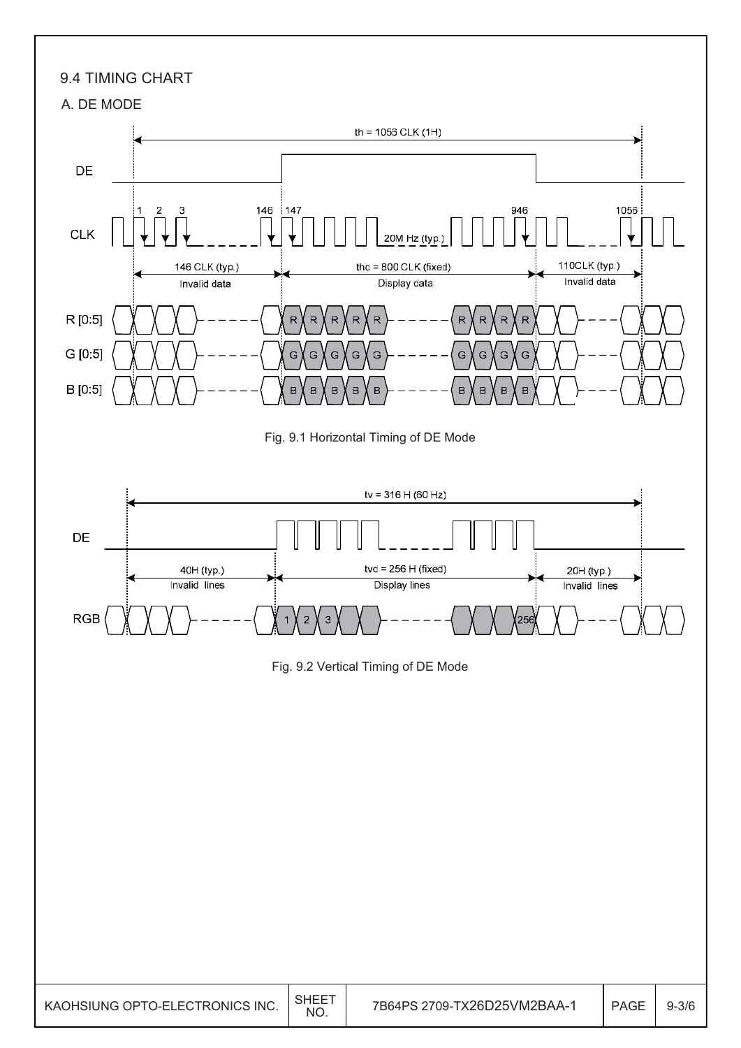## 9.4 TIMING CHART

### A. DE MODE

th = 1056 CLK (1H)

DE

CLK: 1, 2, 3, 146, 147, 946, 1056 — 20M Hz (typ.)

146 CLK (typ.) Invalid data | thc = 800 CLK (fixed) Display data | 110CLK (typ.) Invalid data

R [0:5], G [0:5], B [0:5]

Fig. 9.1 Horizontal Timing of DE Mode

tv = 316 H (60 Hz)

DE

40H (typ.) Invalid lines | tvd = 256 H (fixed) Display lines | 20H (typ.) Invalid lines

RGB: 1, 2, 3, 256

Fig. 9.2 Vertical Timing of DE Mode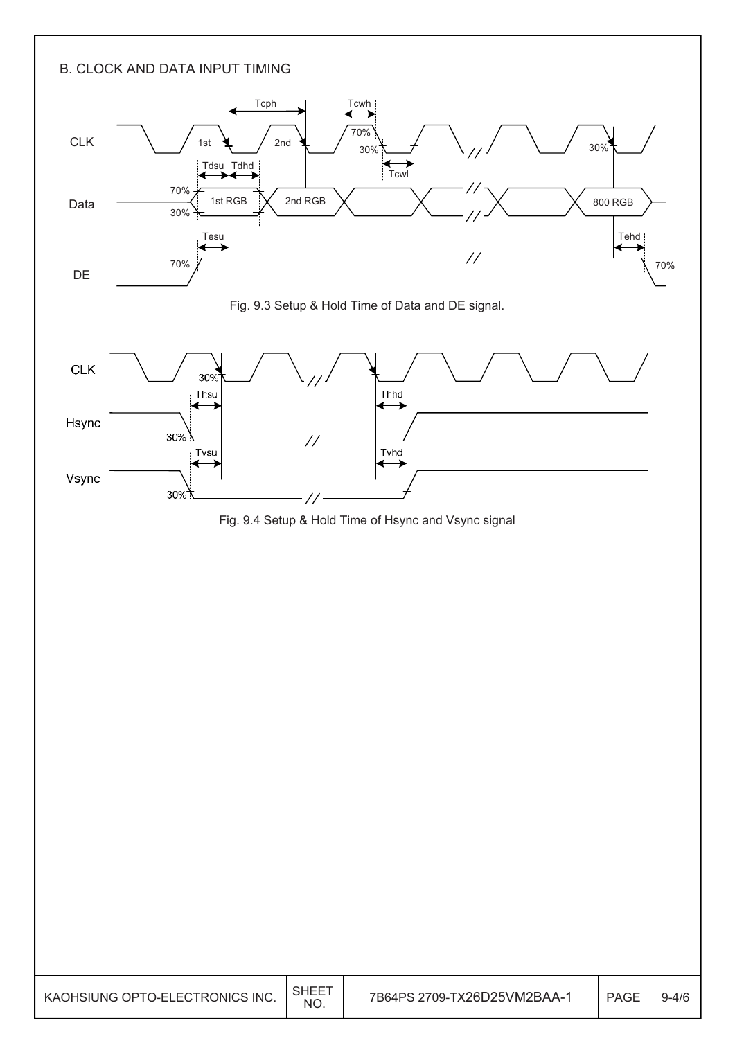B. CLOCK AND DATA INPUT TIMING

Fig. 9.3 Setup & Hold Time of Data and DE signal.

Fig. 9.4 Setup & Hold Time of Hsync and Vsync signal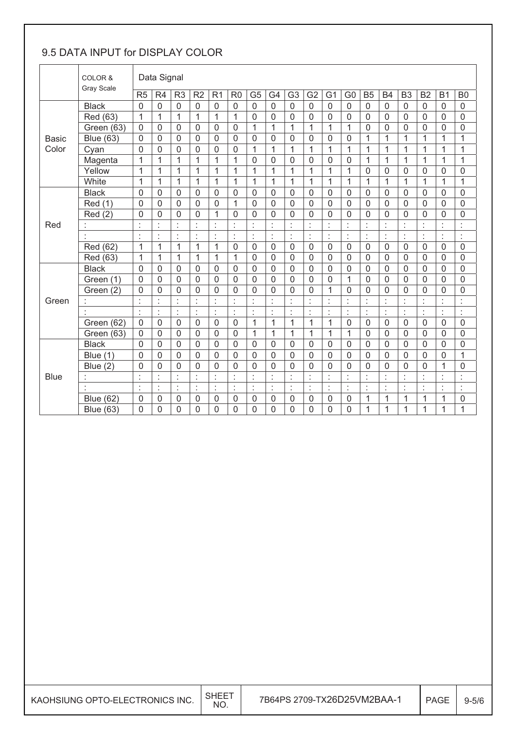## 9.5 DATA INPUT for DISPLAY COLOR

| | COLOR & Gray Scale | Data Signal | | | | | | | | | | | | | | | | | |
|---|---|---|---|---|---|---|---|---|---|---|---|---|---|---|---|---|---|---|---|
| | | R5 | R4 | R3 | R2 | R1 | R0 | G5 | G4 | G3 | G2 | G1 | G0 | B5 | B4 | B3 | B2 | B1 | B0 |
| Basic Color | Black | 0 | 0 | 0 | 0 | 0 | 0 | 0 | 0 | 0 | 0 | 0 | 0 | 0 | 0 | 0 | 0 | 0 | 0 |
| | Red (63) | 1 | 1 | 1 | 1 | 1 | 1 | 0 | 0 | 0 | 0 | 0 | 0 | 0 | 0 | 0 | 0 | 0 | 0 |
| | Green (63) | 0 | 0 | 0 | 0 | 0 | 0 | 1 | 1 | 1 | 1 | 1 | 1 | 0 | 0 | 0 | 0 | 0 | 0 |
| | Blue (63) | 0 | 0 | 0 | 0 | 0 | 0 | 0 | 0 | 0 | 0 | 0 | 0 | 1 | 1 | 1 | 1 | 1 | 1 |
| | Cyan | 0 | 0 | 0 | 0 | 0 | 0 | 1 | 1 | 1 | 1 | 1 | 1 | 1 | 1 | 1 | 1 | 1 | 1 |
| | Magenta | 1 | 1 | 1 | 1 | 1 | 1 | 0 | 0 | 0 | 0 | 0 | 0 | 1 | 1 | 1 | 1 | 1 | 1 |
| | Yellow | 1 | 1 | 1 | 1 | 1 | 1 | 1 | 1 | 1 | 1 | 1 | 1 | 0 | 0 | 0 | 0 | 0 | 0 |
| | White | 1 | 1 | 1 | 1 | 1 | 1 | 1 | 1 | 1 | 1 | 1 | 1 | 1 | 1 | 1 | 1 | 1 | 1 |
| Red | Black | 0 | 0 | 0 | 0 | 0 | 0 | 0 | 0 | 0 | 0 | 0 | 0 | 0 | 0 | 0 | 0 | 0 | 0 |
| | Red (1) | 0 | 0 | 0 | 0 | 0 | 1 | 0 | 0 | 0 | 0 | 0 | 0 | 0 | 0 | 0 | 0 | 0 | 0 |
| | Red (2) | 0 | 0 | 0 | 0 | 1 | 0 | 0 | 0 | 0 | 0 | 0 | 0 | 0 | 0 | 0 | 0 | 0 | 0 |
| | : | : | : | : | : | : | : | : | : | : | : | : | : | : | : | : | : | : | : |
| | : | : | : | : | : | : | : | : | : | : | : | : | : | : | : | : | : | : | : |
| | Red (62) | 1 | 1 | 1 | 1 | 1 | 0 | 0 | 0 | 0 | 0 | 0 | 0 | 0 | 0 | 0 | 0 | 0 | 0 |
| | Red (63) | 1 | 1 | 1 | 1 | 1 | 1 | 0 | 0 | 0 | 0 | 0 | 0 | 0 | 0 | 0 | 0 | 0 | 0 |
| Green | Black | 0 | 0 | 0 | 0 | 0 | 0 | 0 | 0 | 0 | 0 | 0 | 0 | 0 | 0 | 0 | 0 | 0 | 0 |
| | Green (1) | 0 | 0 | 0 | 0 | 0 | 0 | 0 | 0 | 0 | 0 | 0 | 1 | 0 | 0 | 0 | 0 | 0 | 0 |
| | Green (2) | 0 | 0 | 0 | 0 | 0 | 0 | 0 | 0 | 0 | 0 | 1 | 0 | 0 | 0 | 0 | 0 | 0 | 0 |
| | : | : | : | : | : | : | : | : | : | : | : | : | : | : | : | : | : | : | : |
| | : | : | : | : | : | : | : | : | : | : | : | : | : | : | : | : | : | : | : |
| | Green (62) | 0 | 0 | 0 | 0 | 0 | 0 | 1 | 1 | 1 | 1 | 1 | 0 | 0 | 0 | 0 | 0 | 0 | 0 |
| | Green (63) | 0 | 0 | 0 | 0 | 0 | 0 | 1 | 1 | 1 | 1 | 1 | 1 | 0 | 0 | 0 | 0 | 0 | 0 |
| Blue | Black | 0 | 0 | 0 | 0 | 0 | 0 | 0 | 0 | 0 | 0 | 0 | 0 | 0 | 0 | 0 | 0 | 0 | 0 |
| | Blue (1) | 0 | 0 | 0 | 0 | 0 | 0 | 0 | 0 | 0 | 0 | 0 | 0 | 0 | 0 | 0 | 0 | 0 | 1 |
| | Blue (2) | 0 | 0 | 0 | 0 | 0 | 0 | 0 | 0 | 0 | 0 | 0 | 0 | 0 | 0 | 0 | 0 | 1 | 0 |
| | : | : | : | : | : | : | : | : | : | : | : | : | : | : | : | : | : | : | : |
| | : | : | : | : | : | : | : | : | : | : | : | : | : | : | : | : | : | : | : |
| | Blue (62) | 0 | 0 | 0 | 0 | 0 | 0 | 0 | 0 | 0 | 0 | 0 | 0 | 1 | 1 | 1 | 1 | 1 | 0 |
| | Blue (63) | 0 | 0 | 0 | 0 | 0 | 0 | 0 | 0 | 0 | 0 | 0 | 0 | 1 | 1 | 1 | 1 | 1 | 1 |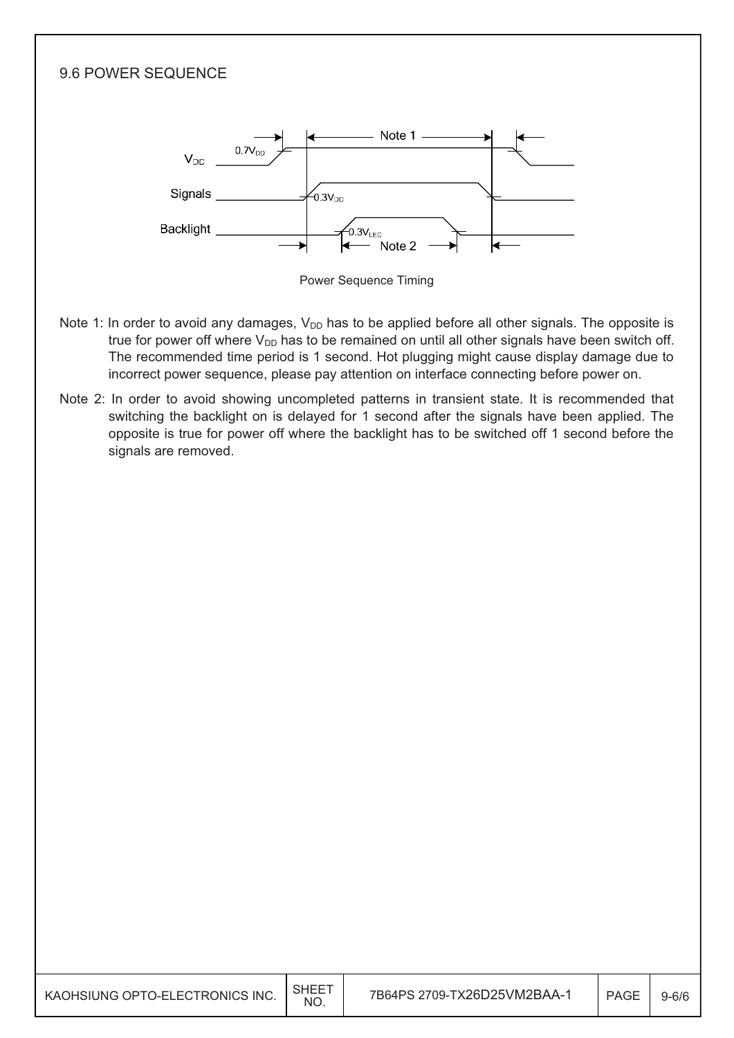## 9.6 POWER SEQUENCE

Power Sequence Timing

Note 1: In order to avoid any damages, $V_{DD}$ has to be applied before all other signals. The opposite is true for power off where $V_{DD}$ has to be remained on until all other signals have been switch off. The recommended time period is 1 second. Hot plugging might cause display damage due to incorrect power sequence, please pay attention on interface connecting before power on.

Note 2: In order to avoid showing uncompleted patterns in transient state. It is recommended that switching the backlight on is delayed for 1 second after the signals have been applied. The opposite is true for power off where the backlight has to be switched off 1 second before the signals are removed.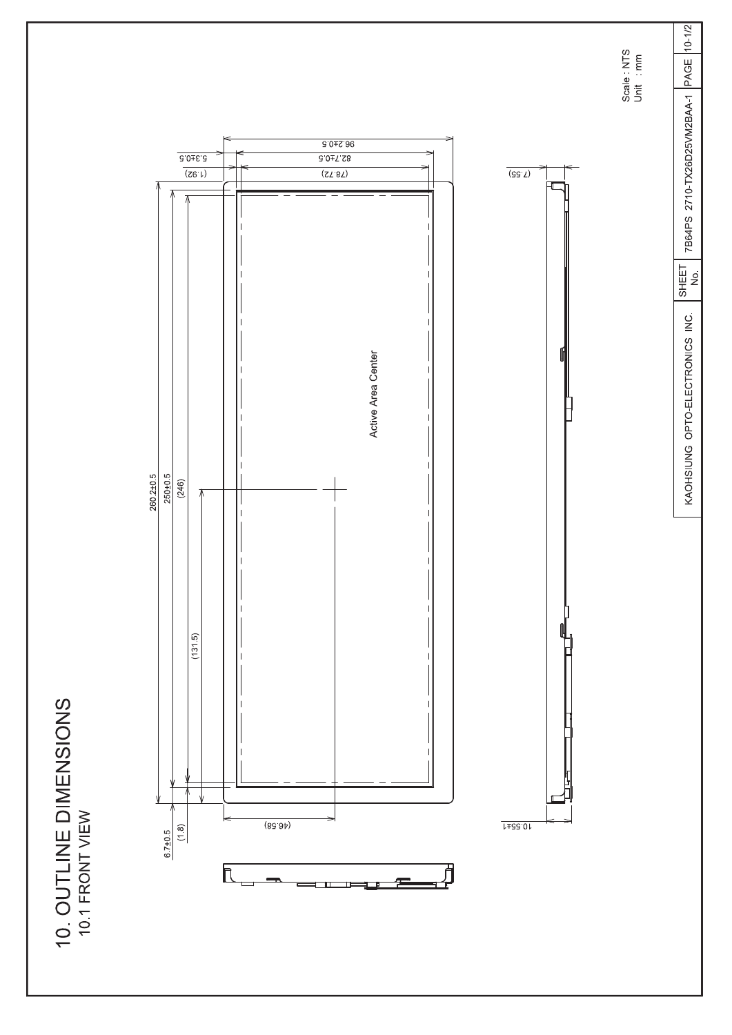# 10. OUTLINE DIMENSIONS

## 10.1 FRONT VIEW

Scale : NTS
Unit : mm

260.2±0.5

250±0.5

(246)

(131.5)

6.7±0.5

(1.8)

96.2±0.5

82.7±0.5

5.3±0.5

(1.92)

(78.72)

(46.58)

Active Area Center

(7.55)

10.55±1

| KAOHSIUNG OPTO-ELECTRONICS INC. | SHEET No. | 7B64PS 2710-TX26D25VM2BAA-1 | PAGE | 10-1/2 |
|---|---|---|---|---|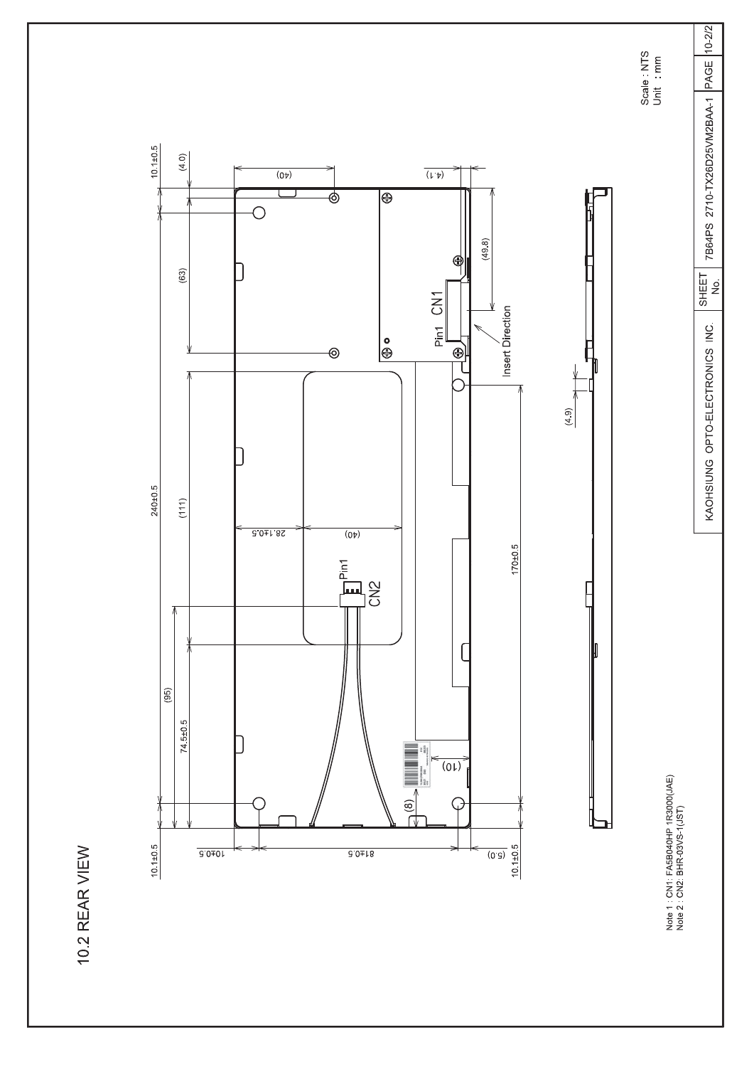## 10.2 REAR VIEW

Scale : NTS
Unit : mm

Note 1 : CN1: FA5B040HP 1R3000(JAE)
Note 2 : CN2: BHR-03VS-1(JST)

| KAOHSIUNG OPTO-ELECTRONICS INC. | SHEET No. | 7B64PS 2710-TX26D25VM2BAA-1 | PAGE | 10-2/2 |
|---|---|---|---|---|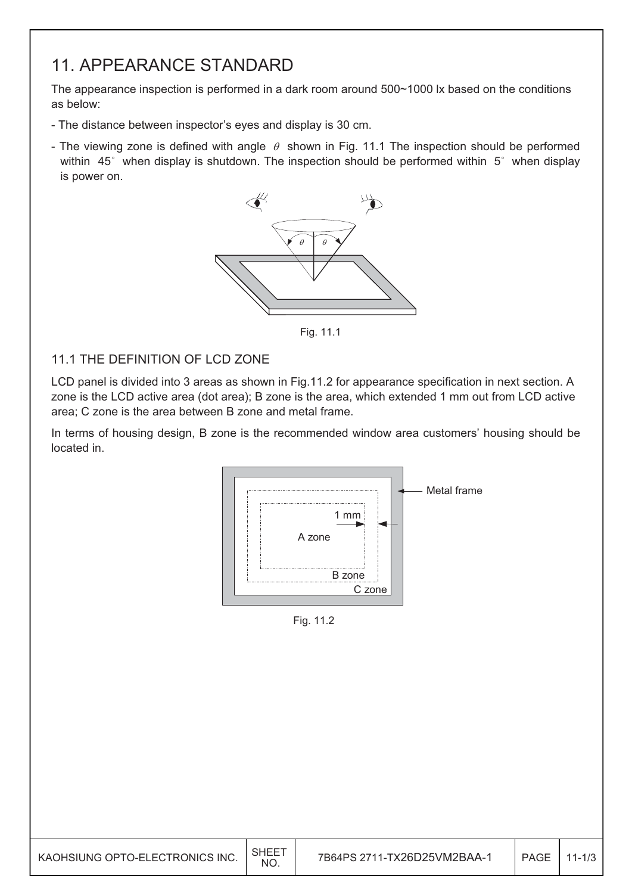## 11. APPEARANCE STANDARD

The appearance inspection is performed in a dark room around 500~1000 lx based on the conditions as below:

- The distance between inspector's eyes and display is 30 cm.
- The viewing zone is defined with angle $\theta$ shown in Fig. 11.1 The inspection should be performed within 45° when display is shutdown. The inspection should be performed within 5° when display is power on.

Fig. 11.1

### 11.1 THE DEFINITION OF LCD ZONE

LCD panel is divided into 3 areas as shown in Fig.11.2 for appearance specification in next section. A zone is the LCD active area (dot area); B zone is the area, which extended 1 mm out from LCD active area; C zone is the area between B zone and metal frame.

In terms of housing design, B zone is the recommended window area customers' housing should be located in.

Fig. 11.2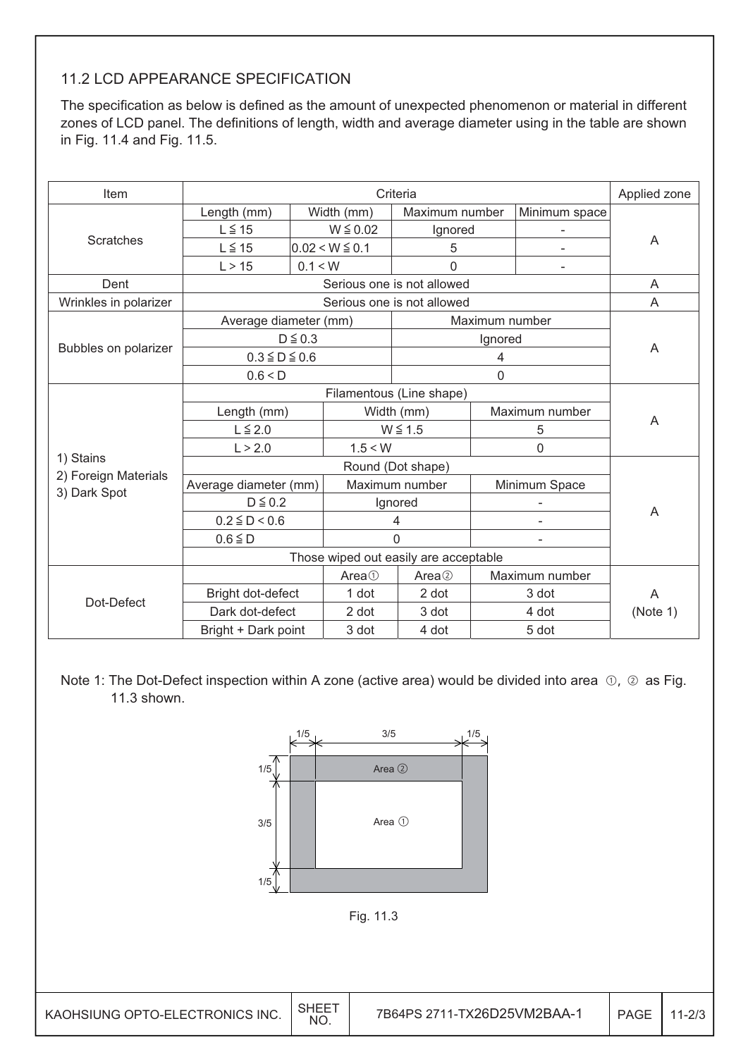## 11.2 LCD APPEARANCE SPECIFICATION

The specification as below is defined as the amount of unexpected phenomenon or material in different zones of LCD panel. The definitions of length, width and average diameter using in the table are shown in Fig. 11.4 and Fig. 11.5.

| Item | Criteria | | | | Applied zone |
|---|---|---|---|---|---|
| Scratches | Length (mm) | Width (mm) | Maximum number | Minimum space | A |
| | L ≦ 15 | W ≦ 0.02 | Ignored | - | |
| | L ≦ 15 | 0.02 < W ≦ 0.1 | 5 | - | |
| | L > 15 | 0.1 < W | 0 | - | |
| Dent | Serious one is not allowed | | | | A |
| Wrinkles in polarizer | Serious one is not allowed | | | | A |
| Bubbles on polarizer | Average diameter (mm) | | Maximum number | | A |
| | D ≦ 0.3 | | Ignored | | |
| | 0.3 ≦ D ≦ 0.6 | | 4 | | |
| | 0.6 < D | | 0 | | |
| 1) Stains<br>2) Foreign Materials<br>3) Dark Spot | Filamentous (Line shape) | | | | A |
| | Length (mm) | Width (mm) | Maximum number | | |
| | L ≦ 2.0 | W ≦ 1.5 | 5 | | |
| | L > 2.0 | 1.5 < W | 0 | | |
| | Round (Dot shape) | | | | A |
| | Average diameter (mm) | Maximum number | Minimum Space | | |
| | D ≦ 0.2 | Ignored | - | | |
| | 0.2 ≦ D < 0.6 | 4 | - | | |
| | 0.6 ≦ D | 0 | - | | |
| | Those wiped out easily are acceptable | | | | |
| Dot-Defect | | Area① | Area② | Maximum number | A<br>(Note 1) |
| | Bright dot-defect | 1 dot | 2 dot | 3 dot | |
| | Dark dot-defect | 2 dot | 3 dot | 4 dot | |
| | Bright + Dark point | 3 dot | 4 dot | 5 dot | |

Note 1: The Dot-Defect inspection within A zone (active area) would be divided into area ①, ② as Fig. 11.3 shown.

Fig. 11.3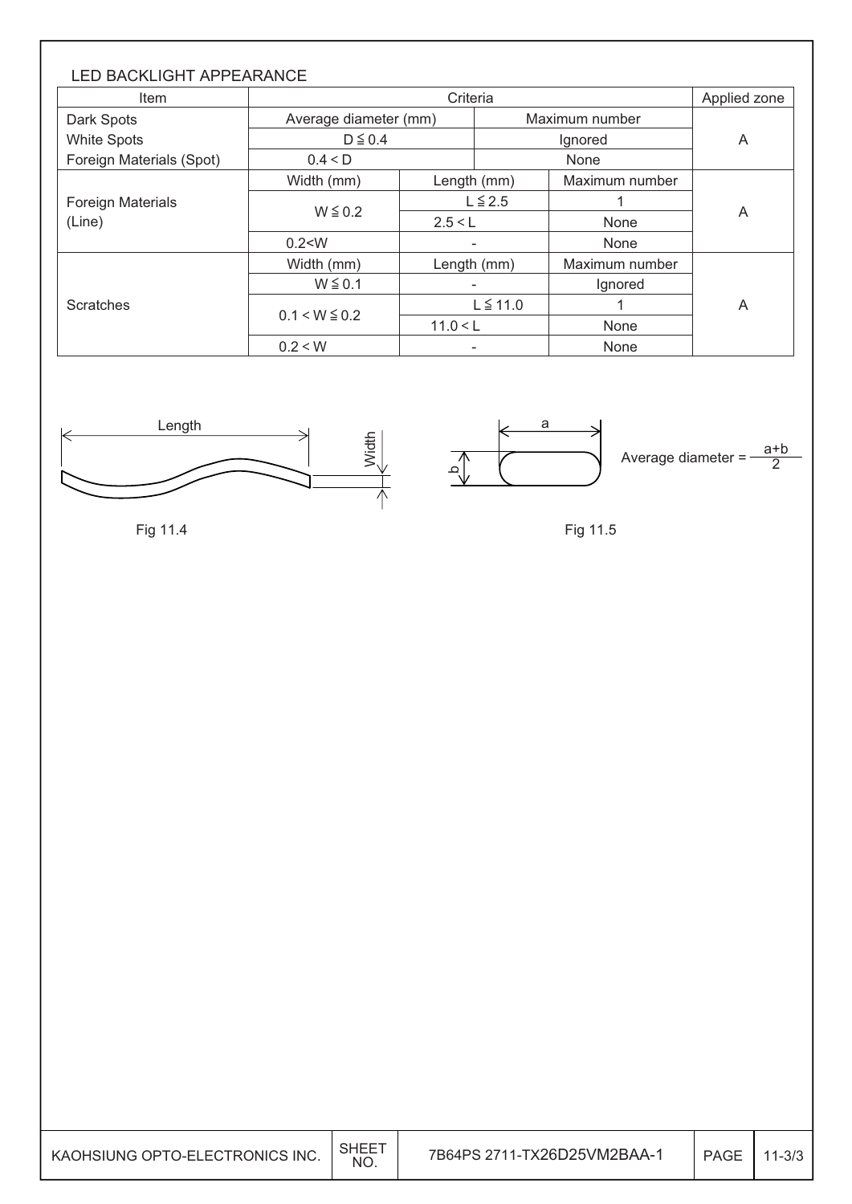LED BACKLIGHT APPEARANCE

| Item | Criteria | | | Applied zone |
|---|---|---|---|---|
| Dark Spots<br>White Spots<br>Foreign Materials (Spot) | Average diameter (mm) | | Maximum number | A |
| | D ≦ 0.4 | | Ignored | |
| | 0.4 < D | | None | |
| Foreign Materials (Line) | Width (mm) | Length (mm) | Maximum number | A |
| | W ≦ 0.2 | L ≦ 2.5 | 1 | |
| | | 2.5 < L | None | |
| | 0.2<W | - | None | |
| Scratches | Width (mm) | Length (mm) | Maximum number | A |
| | W ≦ 0.1 | - | Ignored | |
| | 0.1 < W ≦ 0.2 | L ≦ 11.0 | 1 | |
| | | 11.0 < L | None | |
| | 0.2 < W | - | None | |

Length / Width

Fig 11.4

a / b

Average diameter = $\frac{a+b}{2}$

Fig 11.5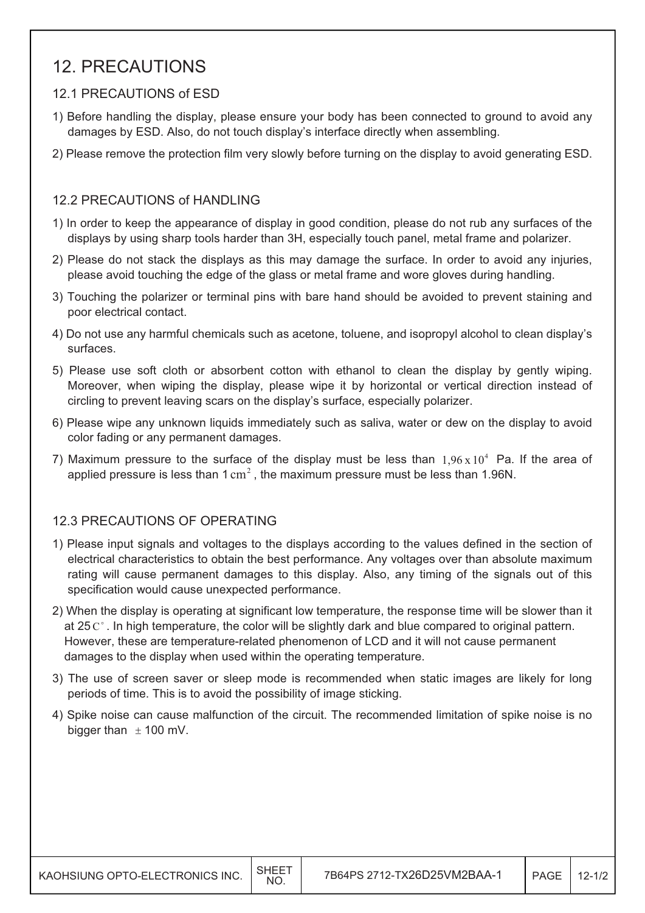# 12. PRECAUTIONS

## 12.1 PRECAUTIONS of ESD

1) Before handling the display, please ensure your body has been connected to ground to avoid any damages by ESD. Also, do not touch display's interface directly when assembling.
2) Please remove the protection film very slowly before turning on the display to avoid generating ESD.

## 12.2 PRECAUTIONS of HANDLING

1) In order to keep the appearance of display in good condition, please do not rub any surfaces of the displays by using sharp tools harder than 3H, especially touch panel, metal frame and polarizer.
2) Please do not stack the displays as this may damage the surface. In order to avoid any injuries, please avoid touching the edge of the glass or metal frame and wore gloves during handling.
3) Touching the polarizer or terminal pins with bare hand should be avoided to prevent staining and poor electrical contact.
4) Do not use any harmful chemicals such as acetone, toluene, and isopropyl alcohol to clean display's surfaces.
5) Please use soft cloth or absorbent cotton with ethanol to clean the display by gently wiping. Moreover, when wiping the display, please wipe it by horizontal or vertical direction instead of circling to prevent leaving scars on the display's surface, especially polarizer.
6) Please wipe any unknown liquids immediately such as saliva, water or dew on the display to avoid color fading or any permanent damages.
7) Maximum pressure to the surface of the display must be less than $1{,}96 \times 10^4$ Pa. If the area of applied pressure is less than $1\,cm^2$, the maximum pressure must be less than 1.96N.

## 12.3 PRECAUTIONS OF OPERATING

1) Please input signals and voltages to the displays according to the values defined in the section of electrical characteristics to obtain the best performance. Any voltages over than absolute maximum rating will cause permanent damages to this display. Also, any timing of the signals out of this specification would cause unexpected performance.
2) When the display is operating at significant low temperature, the response time will be slower than it at $25C^{\circ}$. In high temperature, the color will be slightly dark and blue compared to original pattern. However, these are temperature-related phenomenon of LCD and it will not cause permanent damages to the display when used within the operating temperature.
3) The use of screen saver or sleep mode is recommended when static images are likely for long periods of time. This is to avoid the possibility of image sticking.
4) Spike noise can cause malfunction of the circuit. The recommended limitation of spike noise is no bigger than $\pm$ 100 mV.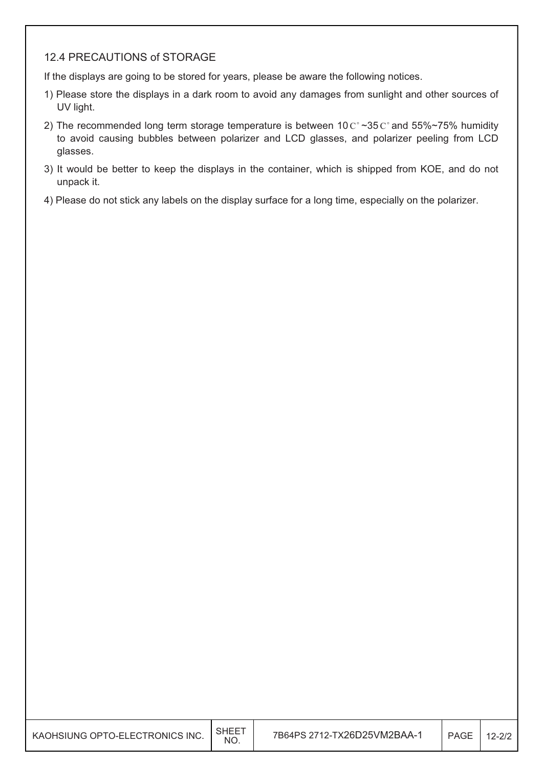## 12.4 PRECAUTIONS of STORAGE

If the displays are going to be stored for years, please be aware the following notices.

1) Please store the displays in a dark room to avoid any damages from sunlight and other sources of UV light.
2) The recommended long term storage temperature is between 10C°~35C° and 55%~75% humidity to avoid causing bubbles between polarizer and LCD glasses, and polarizer peeling from LCD glasses.
3) It would be better to keep the displays in the container, which is shipped from KOE, and do not unpack it.
4) Please do not stick any labels on the display surface for a long time, especially on the polarizer.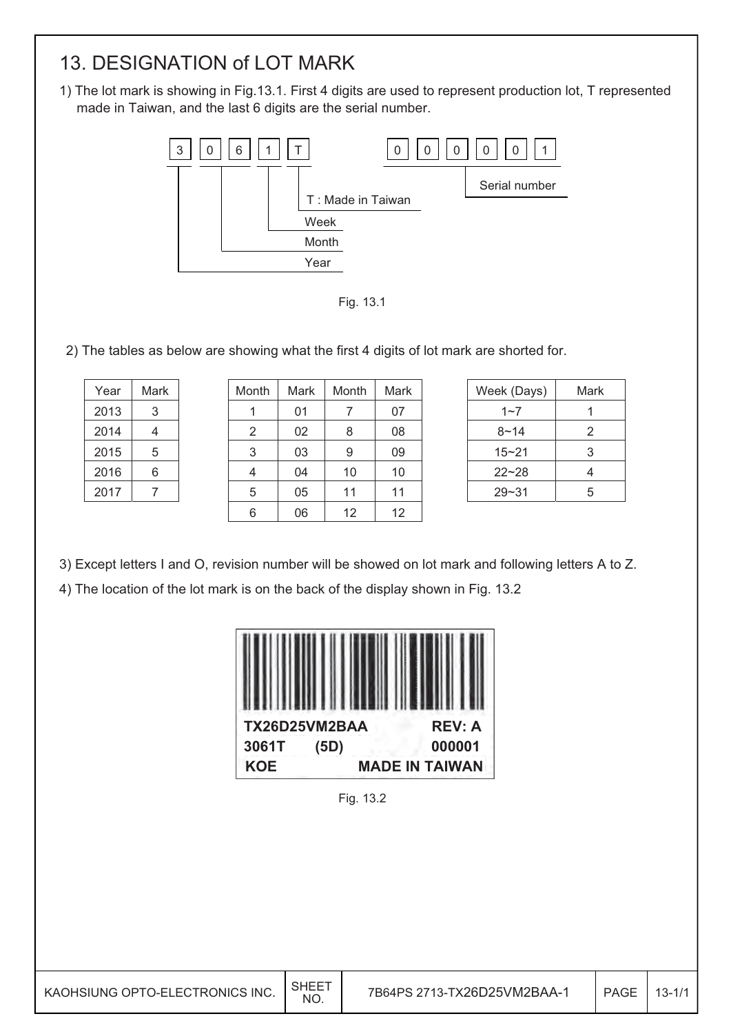# 13. DESIGNATION of LOT MARK

1) The lot mark is showing in Fig.13.1. First 4 digits are used to represent production lot, T represented made in Taiwan, and the last 6 digits are the serial number.

3 0 6 1 T 0 0 0 0 0 1

T : Made in Taiwan

Serial number

Week

Month

Year

Fig. 13.1

2) The tables as below are showing what the first 4 digits of lot mark are shorted for.

| Year | Mark |
|---|---|
| 2013 | 3 |
| 2014 | 4 |
| 2015 | 5 |
| 2016 | 6 |
| 2017 | 7 |

| Month | Mark | Month | Mark |
|---|---|---|---|
| 1 | 01 | 7 | 07 |
| 2 | 02 | 8 | 08 |
| 3 | 03 | 9 | 09 |
| 4 | 04 | 10 | 10 |
| 5 | 05 | 11 | 11 |
| 6 | 06 | 12 | 12 |

| Week (Days) | Mark |
|---|---|
| 1~7 | 1 |
| 8~14 | 2 |
| 15~21 | 3 |
| 22~28 | 4 |
| 29~31 | 5 |

3) Except letters I and O, revision number will be showed on lot mark and following letters A to Z.

4) The location of the lot mark is on the back of the display shown in Fig. 13.2

**TX26D25VM2BAA** **REV: A**
**3061T (5D)** **000001**
**KOE** **MADE IN TAIWAN**

Fig. 13.2